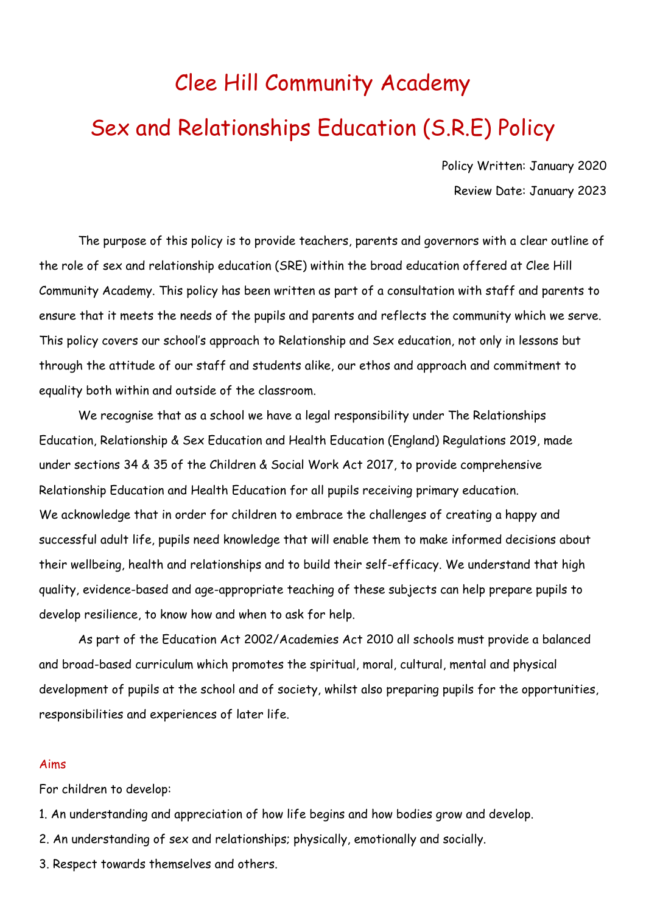# Clee Hill Community Academy

# Sex and Relationships Education (S.R.E) Policy

Policy Written: January 2020

Review Date: January 2023

The purpose of this policy is to provide teachers, parents and governors with a clear outline of the role of sex and relationship education (SRE) within the broad education offered at Clee Hill Community Academy. This policy has been written as part of a consultation with staff and parents to ensure that it meets the needs of the pupils and parents and reflects the community which we serve. This policy covers our school's approach to Relationship and Sex education, not only in lessons but through the attitude of our staff and students alike, our ethos and approach and commitment to equality both within and outside of the classroom.

We recognise that as a school we have a legal responsibility under The Relationships Education, Relationship & Sex Education and Health Education (England) Regulations 2019, made under sections 34 & 35 of the Children & Social Work Act 2017, to provide comprehensive Relationship Education and Health Education for all pupils receiving primary education.
We acknowledge that in order for children to embrace the challenges of creating a happy and successful adult life, pupils need knowledge that will enable them to make informed decisions about their wellbeing, health and relationships and to build their self-efficacy. We understand that high quality, evidence-based and age-appropriate teaching of these subjects can help prepare pupils to develop resilience, to know how and when to ask for help.

As part of the Education Act 2002/Academies Act 2010 all schools must provide a balanced and broad-based curriculum which promotes the spiritual, moral, cultural, mental and physical development of pupils at the school and of society, whilst also preparing pupils for the opportunities, responsibilities and experiences of later life.

## Aims

For children to develop:

1. An understanding and appreciation of how life begins and how bodies grow and develop.
2. An understanding of sex and relationships; physically, emotionally and socially.
3. Respect towards themselves and others.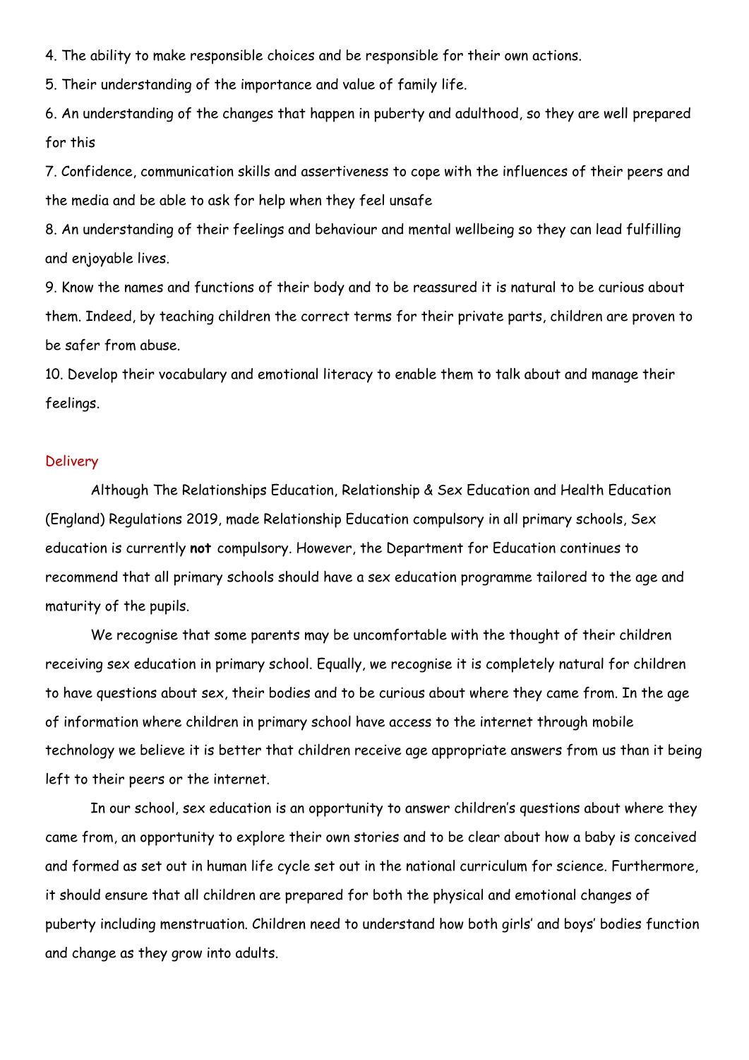4. The ability to make responsible choices and be responsible for their own actions.
5. Their understanding of the importance and value of family life.
6. An understanding of the changes that happen in puberty and adulthood, so they are well prepared for this
7. Confidence, communication skills and assertiveness to cope with the influences of their peers and the media and be able to ask for help when they feel unsafe
8. An understanding of their feelings and behaviour and mental wellbeing so they can lead fulfilling and enjoyable lives.
9. Know the names and functions of their body and to be reassured it is natural to be curious about them. Indeed, by teaching children the correct terms for their private parts, children are proven to be safer from abuse.
10. Develop their vocabulary and emotional literacy to enable them to talk about and manage their feelings.

## Delivery

Although The Relationships Education, Relationship & Sex Education and Health Education (England) Regulations 2019, made Relationship Education compulsory in all primary schools, Sex education is currently **not** compulsory. However, the Department for Education continues to recommend that all primary schools should have a sex education programme tailored to the age and maturity of the pupils.

We recognise that some parents may be uncomfortable with the thought of their children receiving sex education in primary school. Equally, we recognise it is completely natural for children to have questions about sex, their bodies and to be curious about where they came from. In the age of information where children in primary school have access to the internet through mobile technology we believe it is better that children receive age appropriate answers from us than it being left to their peers or the internet.

In our school, sex education is an opportunity to answer children's questions about where they came from, an opportunity to explore their own stories and to be clear about how a baby is conceived and formed as set out in human life cycle set out in the national curriculum for science. Furthermore, it should ensure that all children are prepared for both the physical and emotional changes of puberty including menstruation. Children need to understand how both girls' and boys' bodies function and change as they grow into adults.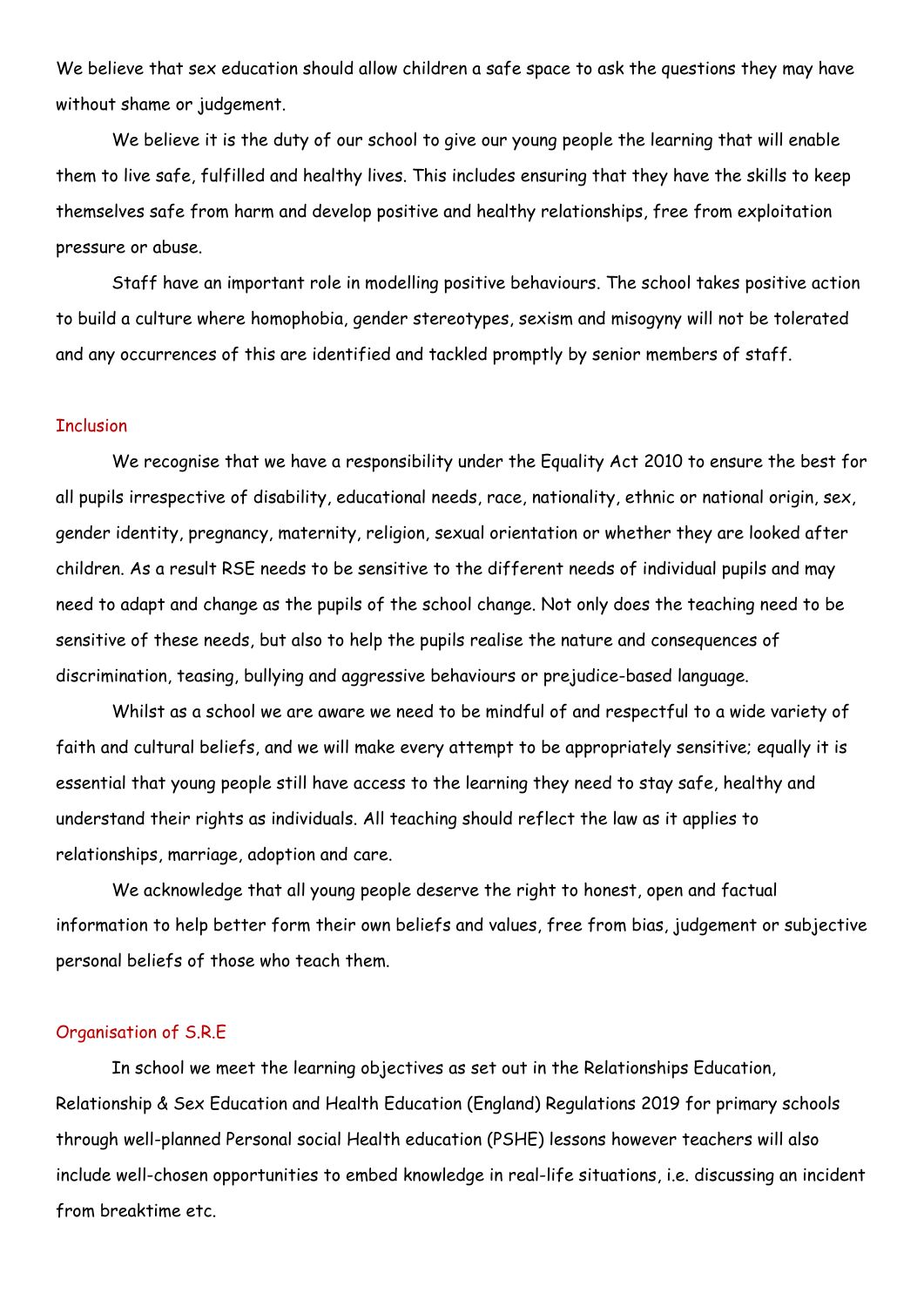We believe that sex education should allow children a safe space to ask the questions they may have without shame or judgement.

We believe it is the duty of our school to give our young people the learning that will enable them to live safe, fulfilled and healthy lives. This includes ensuring that they have the skills to keep themselves safe from harm and develop positive and healthy relationships, free from exploitation pressure or abuse.

Staff have an important role in modelling positive behaviours. The school takes positive action to build a culture where homophobia, gender stereotypes, sexism and misogyny will not be tolerated and any occurrences of this are identified and tackled promptly by senior members of staff.

## Inclusion

We recognise that we have a responsibility under the Equality Act 2010 to ensure the best for all pupils irrespective of disability, educational needs, race, nationality, ethnic or national origin, sex, gender identity, pregnancy, maternity, religion, sexual orientation or whether they are looked after children. As a result RSE needs to be sensitive to the different needs of individual pupils and may need to adapt and change as the pupils of the school change. Not only does the teaching need to be sensitive of these needs, but also to help the pupils realise the nature and consequences of discrimination, teasing, bullying and aggressive behaviours or prejudice-based language.

Whilst as a school we are aware we need to be mindful of and respectful to a wide variety of faith and cultural beliefs, and we will make every attempt to be appropriately sensitive; equally it is essential that young people still have access to the learning they need to stay safe, healthy and understand their rights as individuals. All teaching should reflect the law as it applies to relationships, marriage, adoption and care.

We acknowledge that all young people deserve the right to honest, open and factual information to help better form their own beliefs and values, free from bias, judgement or subjective personal beliefs of those who teach them.

## Organisation of S.R.E

In school we meet the learning objectives as set out in the Relationships Education, Relationship & Sex Education and Health Education (England) Regulations 2019 for primary schools through well-planned Personal social Health education (PSHE) lessons however teachers will also include well-chosen opportunities to embed knowledge in real-life situations, i.e. discussing an incident from breaktime etc.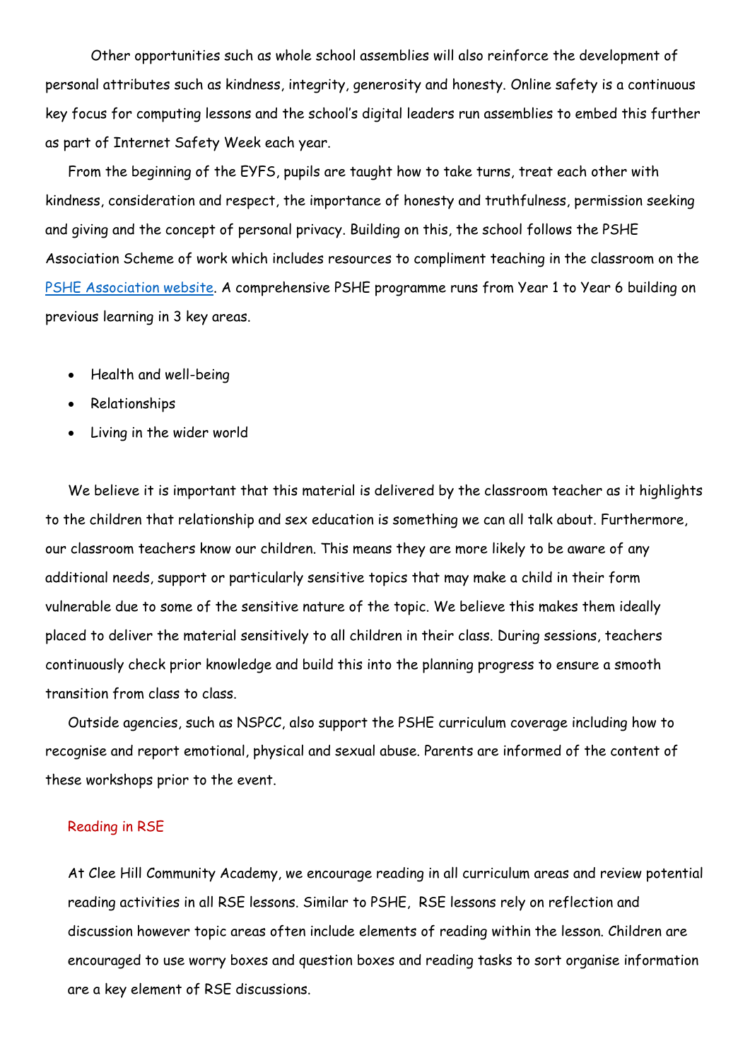Other opportunities such as whole school assemblies will also reinforce the development of personal attributes such as kindness, integrity, generosity and honesty. Online safety is a continuous key focus for computing lessons and the school's digital leaders run assemblies to embed this further as part of Internet Safety Week each year.

From the beginning of the EYFS, pupils are taught how to take turns, treat each other with kindness, consideration and respect, the importance of honesty and truthfulness, permission seeking and giving and the concept of personal privacy. Building on this, the school follows the PSHE Association Scheme of work which includes resources to compliment teaching in the classroom on the PSHE Association website. A comprehensive PSHE programme runs from Year 1 to Year 6 building on previous learning in 3 key areas.

- Health and well-being
- Relationships
- Living in the wider world

We believe it is important that this material is delivered by the classroom teacher as it highlights to the children that relationship and sex education is something we can all talk about. Furthermore, our classroom teachers know our children. This means they are more likely to be aware of any additional needs, support or particularly sensitive topics that may make a child in their form vulnerable due to some of the sensitive nature of the topic. We believe this makes them ideally placed to deliver the material sensitively to all children in their class. During sessions, teachers continuously check prior knowledge and build this into the planning progress to ensure a smooth transition from class to class.

Outside agencies, such as NSPCC, also support the PSHE curriculum coverage including how to recognise and report emotional, physical and sexual abuse. Parents are informed of the content of these workshops prior to the event.

## Reading in RSE

At Clee Hill Community Academy, we encourage reading in all curriculum areas and review potential reading activities in all RSE lessons. Similar to PSHE, RSE lessons rely on reflection and discussion however topic areas often include elements of reading within the lesson. Children are encouraged to use worry boxes and question boxes and reading tasks to sort organise information are a key element of RSE discussions.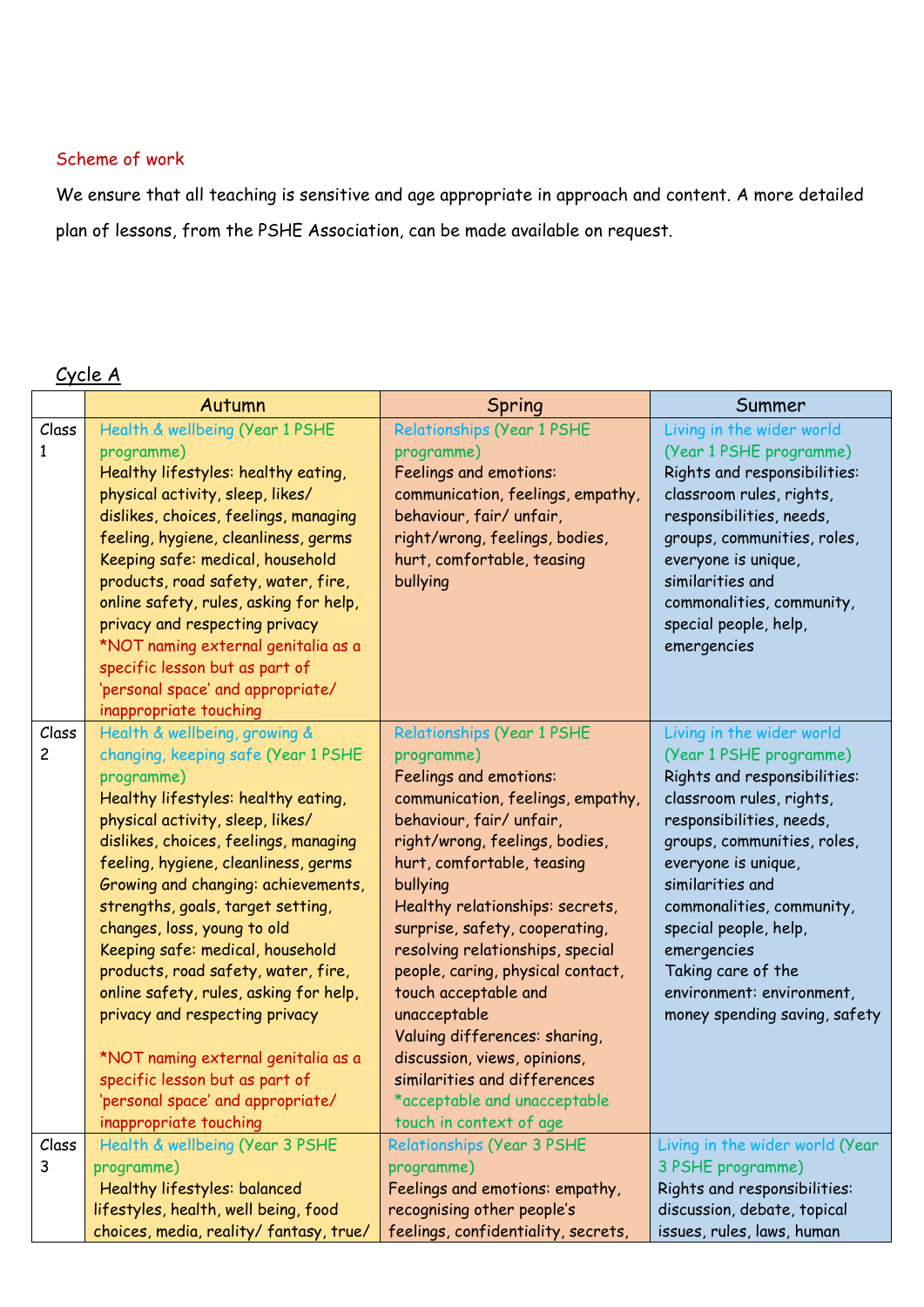Scheme of work

We ensure that all teaching is sensitive and age appropriate in approach and content. A more detailed plan of lessons, from the PSHE Association, can be made available on request.

## Cycle A

| | Autumn | Spring | Summer |
|---|---|---|---|
| Class 1 | Health & wellbeing (Year 1 PSHE programme)<br>Healthy lifestyles: healthy eating, physical activity, sleep, likes/ dislikes, choices, feelings, managing feeling, hygiene, cleanliness, germs<br>Keeping safe: medical, household products, road safety, water, fire, online safety, rules, asking for help, privacy and respecting privacy<br>*NOT naming external genitalia as a specific lesson but as part of 'personal space' and appropriate/ inappropriate touching | Relationships (Year 1 PSHE programme)<br>Feelings and emotions: communication, feelings, empathy, behaviour, fair/ unfair, right/wrong, feelings, bodies, hurt, comfortable, teasing bullying | Living in the wider world (Year 1 PSHE programme)<br>Rights and responsibilities: classroom rules, rights, responsibilities, needs, groups, communities, roles, everyone is unique, similarities and commonalities, community, special people, help, emergencies |
| Class 2 | Health & wellbeing, growing & changing, keeping safe (Year 1 PSHE programme)<br>Healthy lifestyles: healthy eating, physical activity, sleep, likes/ dislikes, choices, feelings, managing feeling, hygiene, cleanliness, germs<br>Growing and changing: achievements, strengths, goals, target setting, changes, loss, young to old<br>Keeping safe: medical, household products, road safety, water, fire, online safety, rules, asking for help, privacy and respecting privacy<br><br>*NOT naming external genitalia as a specific lesson but as part of 'personal space' and appropriate/ inappropriate touching | Relationships (Year 1 PSHE programme)<br>Feelings and emotions: communication, feelings, empathy, behaviour, fair/ unfair, right/wrong, feelings, bodies, hurt, comfortable, teasing bullying<br>Healthy relationships: secrets, surprise, safety, cooperating, resolving relationships, special people, caring, physical contact, touch acceptable and unacceptable<br>Valuing differences: sharing, discussion, views, opinions, similarities and differences<br>*acceptable and unacceptable touch in context of age | Living in the wider world (Year 1 PSHE programme)<br>Rights and responsibilities: classroom rules, rights, responsibilities, needs, groups, communities, roles, everyone is unique, similarities and commonalities, community, special people, help, emergencies<br>Taking care of the environment: environment, money spending saving, safety |
| Class 3 | Health & wellbeing (Year 3 PSHE programme)<br>Healthy lifestyles: balanced lifestyles, health, well being, food choices, media, reality/ fantasy, true/ | Relationships (Year 3 PSHE programme)<br>Feelings and emotions: empathy, recognising other people's feelings, confidentiality, secrets, | Living in the wider world (Year 3 PSHE programme)<br>Rights and responsibilities: discussion, debate, topical issues, rules, laws, human |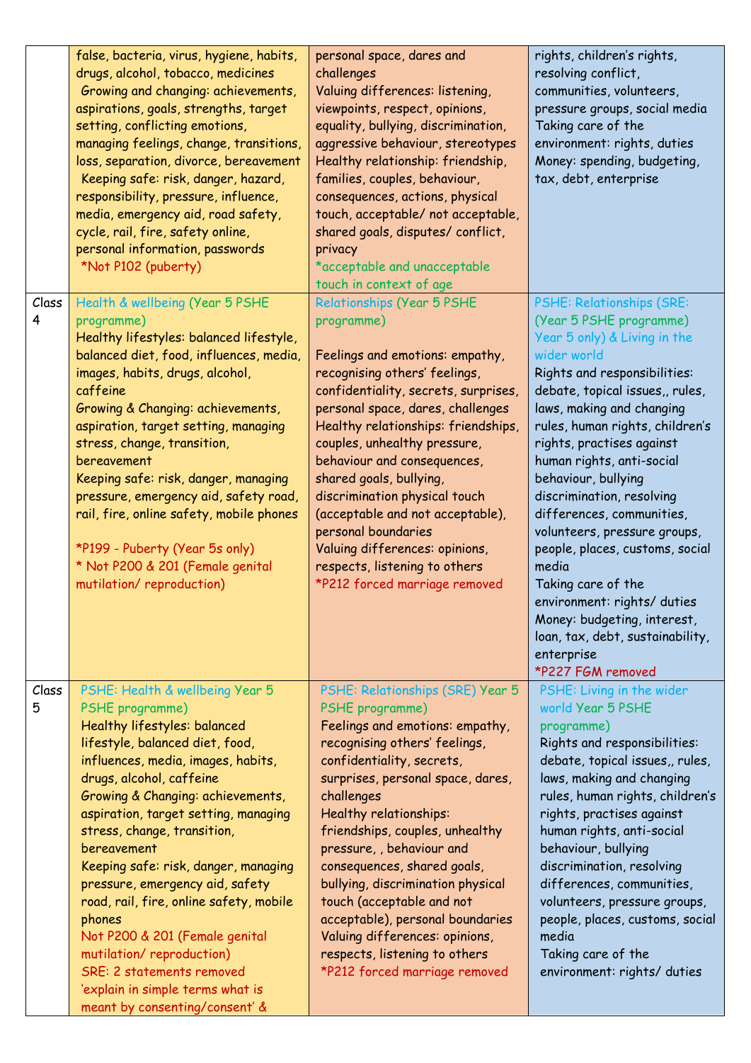| | | | |
|---|---|---|---|
| | false, bacteria, virus, hygiene, habits, drugs, alcohol, tobacco, medicines<br>Growing and changing: achievements, aspirations, goals, strengths, target setting, conflicting emotions, managing feelings, change, transitions, loss, separation, divorce, bereavement<br>Keeping safe: risk, danger, hazard, responsibility, pressure, influence, media, emergency aid, road safety, cycle, rail, fire, safety online, personal information, passwords<br>*Not P102 (puberty) | personal space, dares and challenges<br>Valuing differences: listening, viewpoints, respect, opinions, equality, bullying, discrimination, aggressive behaviour, stereotypes<br>Healthy relationship: friendship, families, couples, behaviour, consequences, actions, physical touch, acceptable/ not acceptable, shared goals, disputes/ conflict, privacy<br>*acceptable and unacceptable touch in context of age | rights, children's rights, resolving conflict, communities, volunteers, pressure groups, social media<br>Taking care of the environment: rights, duties<br>Money: spending, budgeting, tax, debt, enterprise |
| Class 4 | Health & wellbeing (Year 5 PSHE programme)<br>Healthy lifestyles: balanced lifestyle, balanced diet, food, influences, media, images, habits, drugs, alcohol, caffeine<br>Growing & Changing: achievements, aspiration, target setting, managing stress, change, transition, bereavement<br>Keeping safe: risk, danger, managing pressure, emergency aid, safety road, rail, fire, online safety, mobile phones<br>*P199 - Puberty (Year 5s only)<br>* Not P200 & 201 (Female genital mutilation/ reproduction) | Relationships (Year 5 PSHE programme)<br>Feelings and emotions: empathy, recognising others' feelings, confidentiality, secrets, surprises, personal space, dares, challenges<br>Healthy relationships: friendships, couples, unhealthy pressure, behaviour and consequences, shared goals, bullying, discrimination physical touch (acceptable and not acceptable), personal boundaries<br>Valuing differences: opinions, respects, listening to others<br>*P212 forced marriage removed | PSHE: Relationships (SRE: (Year 5 PSHE programme) Year 5 only) & Living in the wider world<br>Rights and responsibilities: debate, topical issues,, rules, laws, making and changing rules, human rights, children's rights, practises against human rights, anti-social behaviour, bullying discrimination, resolving differences, communities, volunteers, pressure groups, people, places, customs, social media<br>Taking care of the environment: rights/ duties<br>Money: budgeting, interest, loan, tax, debt, sustainability, enterprise<br>*P227 FGM removed |
| Class 5 | PSHE: Health & wellbeing Year 5 PSHE programme)<br>Healthy lifestyles: balanced lifestyle, balanced diet, food, influences, media, images, habits, drugs, alcohol, caffeine<br>Growing & Changing: achievements, aspiration, target setting, managing stress, change, transition, bereavement<br>Keeping safe: risk, danger, managing pressure, emergency aid, safety road, rail, fire, online safety, mobile phones<br>Not P200 & 201 (Female genital mutilation/ reproduction)<br>SRE: 2 statements removed 'explain in simple terms what is meant by consenting/consent' & | PSHE: Relationships (SRE) Year 5 PSHE programme)<br>Feelings and emotions: empathy, recognising others' feelings, confidentiality, secrets, surprises, personal space, dares, challenges<br>Healthy relationships: friendships, couples, unhealthy pressure, , behaviour and consequences, shared goals, bullying, discrimination physical touch (acceptable and not acceptable), personal boundaries<br>Valuing differences: opinions, respects, listening to others<br>*P212 forced marriage removed | PSHE: Living in the wider world Year 5 PSHE programme)<br>Rights and responsibilities: debate, topical issues,, rules, laws, making and changing rules, human rights, children's rights, practises against human rights, anti-social behaviour, bullying discrimination, resolving differences, communities, volunteers, pressure groups, people, places, customs, social media<br>Taking care of the environment: rights/ duties |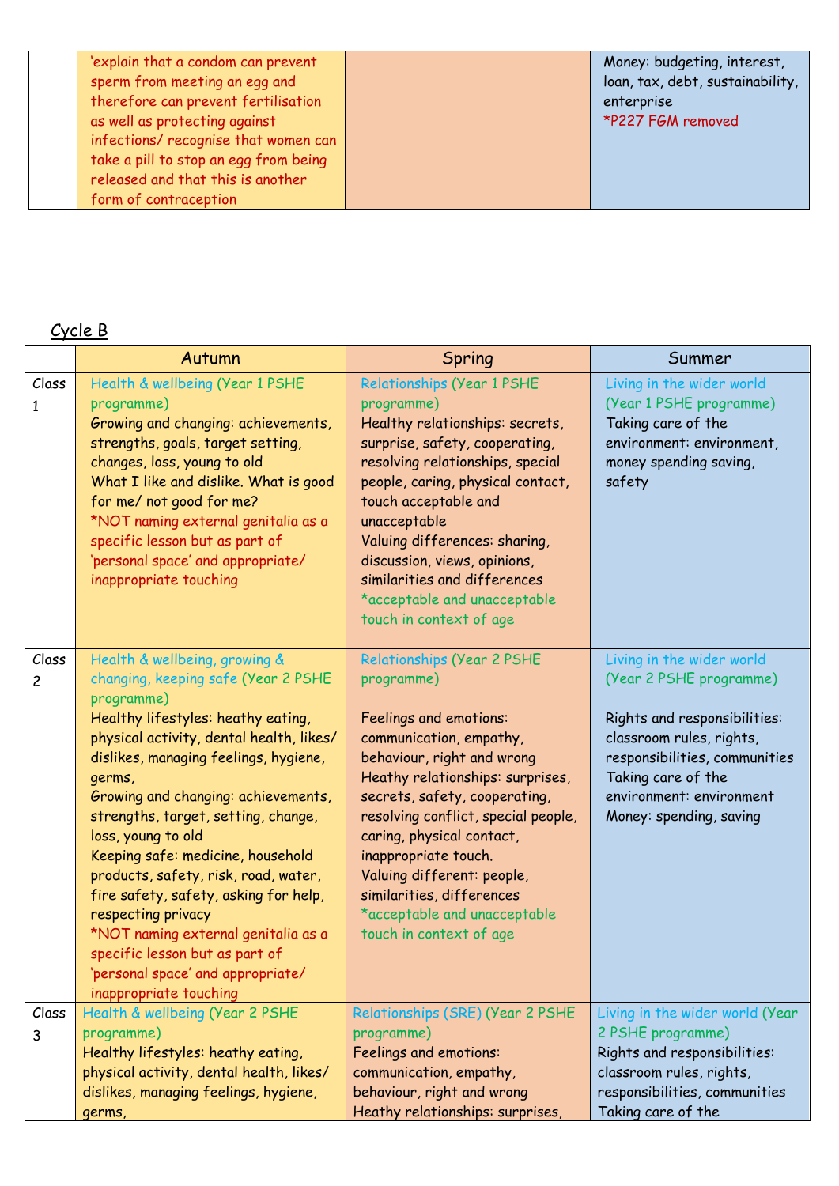| | | | |
|---|---|---|---|
| | 'explain that a condom can prevent sperm from meeting an egg and therefore can prevent fertilisation as well as protecting against infections/ recognise that women can take a pill to stop an egg from being released and that this is another form of contraception | | Money: budgeting, interest, loan, tax, debt, sustainability, enterprise<br>*P227 FGM removed |

Cycle B

| | Autumn | Spring | Summer |
|---|---|---|---|
| Class 1 | Health & wellbeing (Year 1 PSHE programme)<br>Growing and changing: achievements, strengths, goals, target setting, changes, loss, young to old<br>What I like and dislike. What is good for me/ not good for me?<br>*NOT naming external genitalia as a specific lesson but as part of 'personal space' and appropriate/ inappropriate touching | Relationships (Year 1 PSHE programme)<br>Healthy relationships: secrets, surprise, safety, cooperating, resolving relationships, special people, caring, physical contact, touch acceptable and unacceptable<br>Valuing differences: sharing, discussion, views, opinions, similarities and differences<br>*acceptable and unacceptable touch in context of age | Living in the wider world (Year 1 PSHE programme)<br>Taking care of the environment: environment, money spending saving, safety |
| Class 2 | Health & wellbeing, growing & changing, keeping safe (Year 2 PSHE programme)<br>Healthy lifestyles: heathy eating, physical activity, dental health, likes/ dislikes, managing feelings, hygiene, germs,<br>Growing and changing: achievements, strengths, target, setting, change, loss, young to old<br>Keeping safe: medicine, household products, safety, risk, road, water, fire safety, safety, asking for help, respecting privacy<br>*NOT naming external genitalia as a specific lesson but as part of 'personal space' and appropriate/ inappropriate touching | Relationships (Year 2 PSHE programme)<br><br>Feelings and emotions: communication, empathy, behaviour, right and wrong<br>Heathy relationships: surprises, secrets, safety, cooperating, resolving conflict, special people, caring, physical contact, inappropriate touch.<br>Valuing different: people, similarities, differences<br>*acceptable and unacceptable touch in context of age | Living in the wider world (Year 2 PSHE programme)<br><br>Rights and responsibilities: classroom rules, rights, responsibilities, communities<br>Taking care of the environment: environment<br>Money: spending, saving |
| Class 3 | Health & wellbeing (Year 2 PSHE programme)<br>Healthy lifestyles: heathy eating, physical activity, dental health, likes/ dislikes, managing feelings, hygiene, germs, | Relationships (SRE) (Year 2 PSHE programme)<br>Feelings and emotions: communication, empathy, behaviour, right and wrong<br>Heathy relationships: surprises, | Living in the wider world (Year 2 PSHE programme)<br>Rights and responsibilities: classroom rules, rights, responsibilities, communities<br>Taking care of the |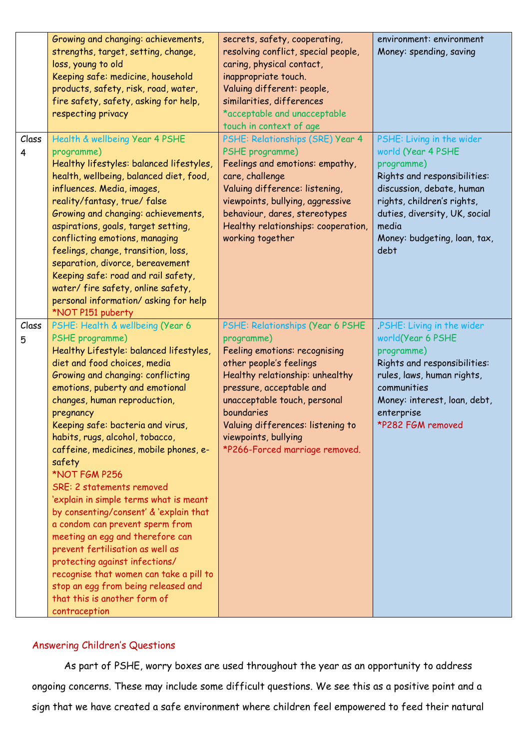| | | | |
|---|---|---|---|
| | Growing and changing: achievements, strengths, target, setting, change, loss, young to old<br>Keeping safe: medicine, household products, safety, risk, road, water, fire safety, safety, asking for help, respecting privacy | secrets, safety, cooperating, resolving conflict, special people, caring, physical contact, inappropriate touch.<br>Valuing different: people, similarities, differences<br>*acceptable and unacceptable touch in context of age | environment: environment<br>Money: spending, saving |
| Class 4 | Health & wellbeing Year 4 PSHE programme)<br>Healthy lifestyles: balanced lifestyles, health, wellbeing, balanced diet, food, influences. Media, images, reality/fantasy, true/ false<br>Growing and changing: achievements, aspirations, goals, target setting, conflicting emotions, managing feelings, change, transition, loss, separation, divorce, bereavement<br>Keeping safe: road and rail safety, water/ fire safety, online safety, personal information/ asking for help<br>*NOT P151 puberty | PSHE: Relationships (SRE) Year 4 PSHE programme)<br>Feelings and emotions: empathy, care, challenge<br>Valuing difference: listening, viewpoints, bullying, aggressive behaviour, dares, stereotypes<br>Healthy relationships: cooperation, working together | PSHE: Living in the wider world (Year 4 PSHE programme)<br>Rights and responsibilities: discussion, debate, human rights, children's rights, duties, diversity, UK, social media<br>Money: budgeting, loan, tax, debt |
| Class 5 | PSHE: Health & wellbeing (Year 6 PSHE programme)<br>Healthy Lifestyle: balanced lifestyles, diet and food choices, media<br>Growing and changing: conflicting emotions, puberty and emotional changes, human reproduction, pregnancy<br>Keeping safe: bacteria and virus, habits, rugs, alcohol, tobacco, caffeine, medicines, mobile phones, e-safety<br>*NOT FGM P256<br>SRE: 2 statements removed 'explain in simple terms what is meant by consenting/consent' & 'explain that a condom can prevent sperm from meeting an egg and therefore can prevent fertilisation as well as protecting against infections/ recognise that women can take a pill to stop an egg from being released and that this is another form of contraception | PSHE: Relationships (Year 6 PSHE programme)<br>Feeling emotions: recognising other people's feelings<br>Healthy relationship: unhealthy pressure, acceptable and unacceptable touch, personal boundaries<br>Valuing differences: listening to viewpoints, bullying<br>*P266-Forced marriage removed. | .PSHE: Living in the wider world(Year 6 PSHE programme)<br>Rights and responsibilities: rules, laws, human rights, communities<br>Money: interest, loan, debt, enterprise<br>*P282 FGM removed |

## Answering Children's Questions

As part of PSHE, worry boxes are used throughout the year as an opportunity to address ongoing concerns. These may include some difficult questions. We see this as a positive point and a sign that we have created a safe environment where children feel empowered to feed their natural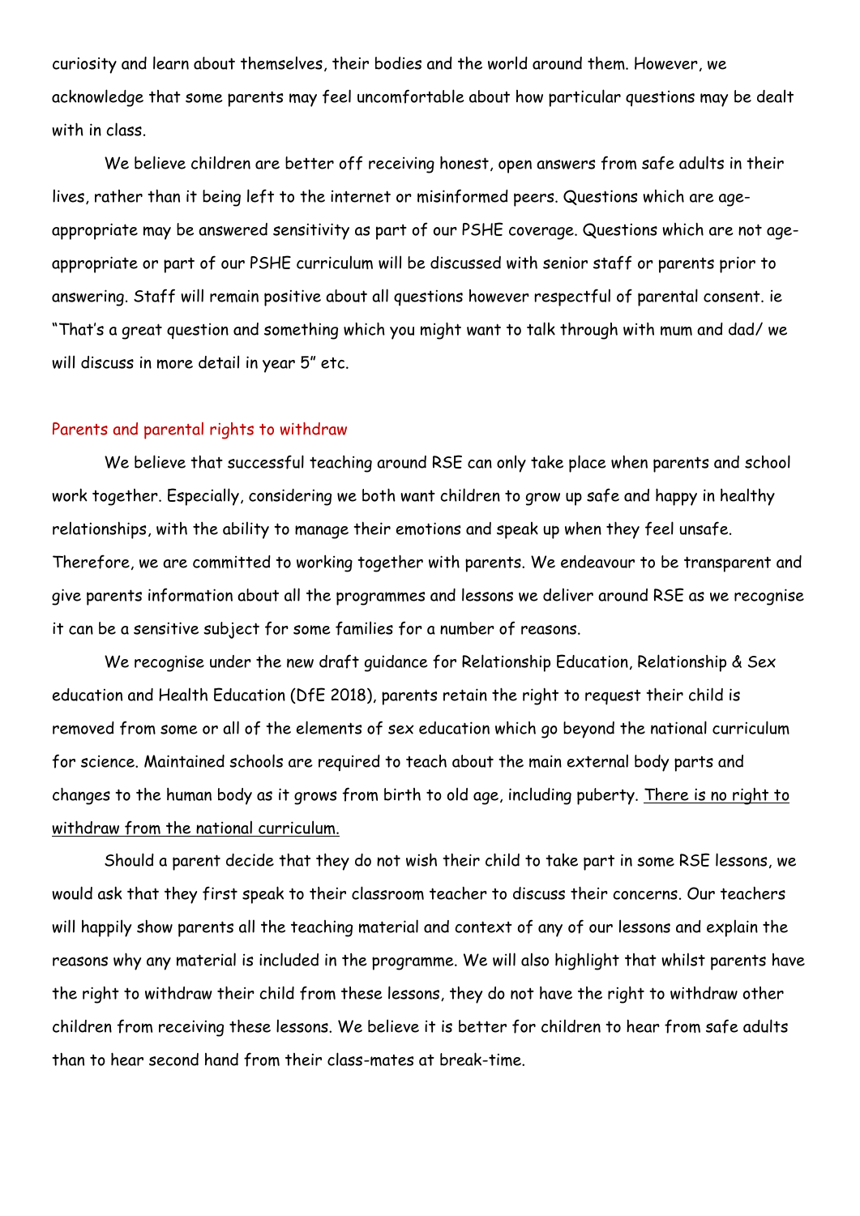curiosity and learn about themselves, their bodies and the world around them. However, we acknowledge that some parents may feel uncomfortable about how particular questions may be dealt with in class.

We believe children are better off receiving honest, open answers from safe adults in their lives, rather than it being left to the internet or misinformed peers. Questions which are age-appropriate may be answered sensitivity as part of our PSHE coverage. Questions which are not age-appropriate or part of our PSHE curriculum will be discussed with senior staff or parents prior to answering. Staff will remain positive about all questions however respectful of parental consent. ie "That's a great question and something which you might want to talk through with mum and dad/ we will discuss in more detail in year 5" etc.

## Parents and parental rights to withdraw

We believe that successful teaching around RSE can only take place when parents and school work together. Especially, considering we both want children to grow up safe and happy in healthy relationships, with the ability to manage their emotions and speak up when they feel unsafe. Therefore, we are committed to working together with parents. We endeavour to be transparent and give parents information about all the programmes and lessons we deliver around RSE as we recognise it can be a sensitive subject for some families for a number of reasons.

We recognise under the new draft guidance for Relationship Education, Relationship & Sex education and Health Education (DfE 2018), parents retain the right to request their child is removed from some or all of the elements of sex education which go beyond the national curriculum for science. Maintained schools are required to teach about the main external body parts and changes to the human body as it grows from birth to old age, including puberty. <u>There is no right to withdraw from the national curriculum.</u>

Should a parent decide that they do not wish their child to take part in some RSE lessons, we would ask that they first speak to their classroom teacher to discuss their concerns. Our teachers will happily show parents all the teaching material and context of any of our lessons and explain the reasons why any material is included in the programme. We will also highlight that whilst parents have the right to withdraw their child from these lessons, they do not have the right to withdraw other children from receiving these lessons. We believe it is better for children to hear from safe adults than to hear second hand from their class-mates at break-time.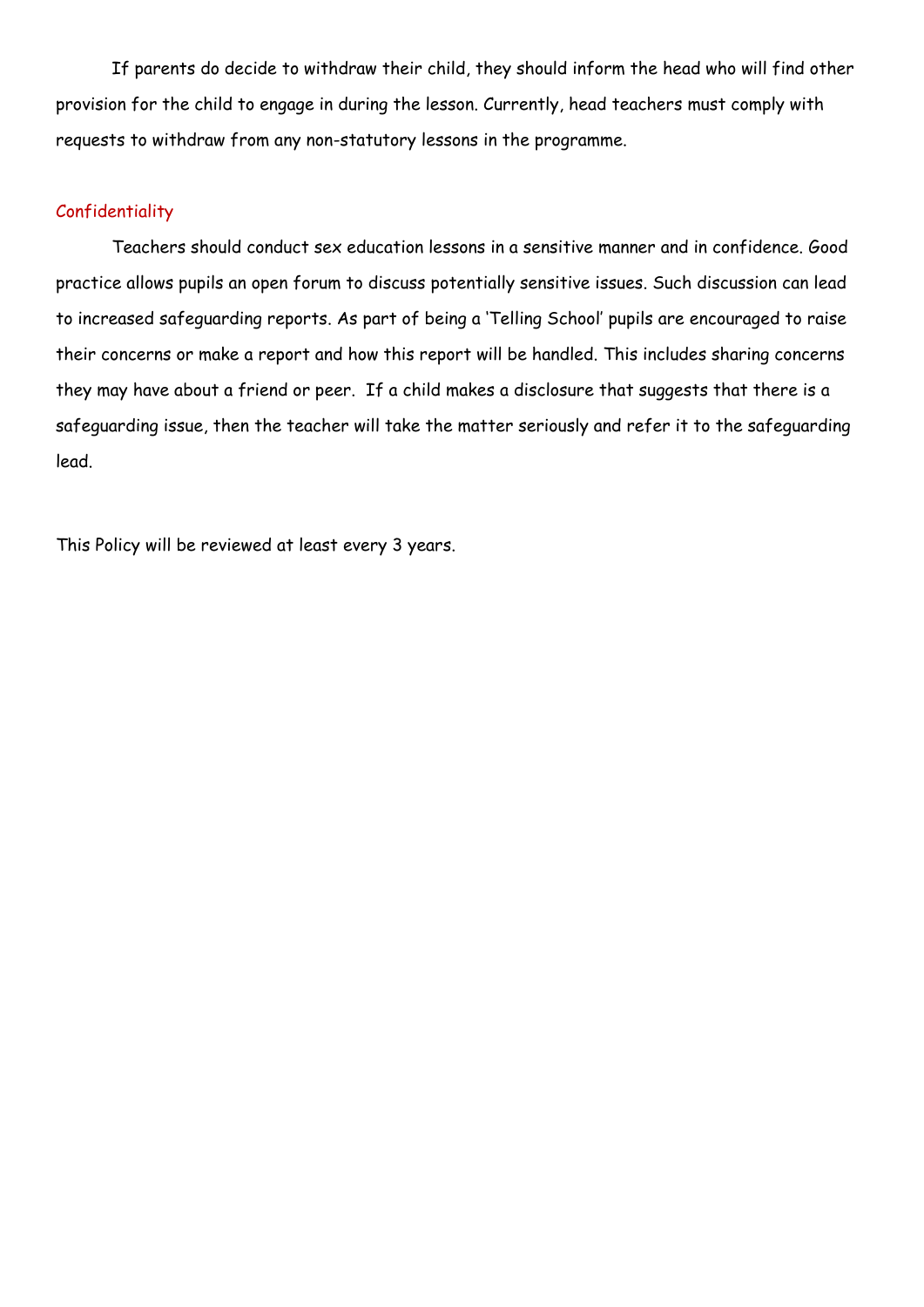If parents do decide to withdraw their child, they should inform the head who will find other provision for the child to engage in during the lesson. Currently, head teachers must comply with requests to withdraw from any non-statutory lessons in the programme.

## Confidentiality

Teachers should conduct sex education lessons in a sensitive manner and in confidence. Good practice allows pupils an open forum to discuss potentially sensitive issues. Such discussion can lead to increased safeguarding reports. As part of being a 'Telling School' pupils are encouraged to raise their concerns or make a report and how this report will be handled. This includes sharing concerns they may have about a friend or peer. If a child makes a disclosure that suggests that there is a safeguarding issue, then the teacher will take the matter seriously and refer it to the safeguarding lead.

This Policy will be reviewed at least every 3 years.